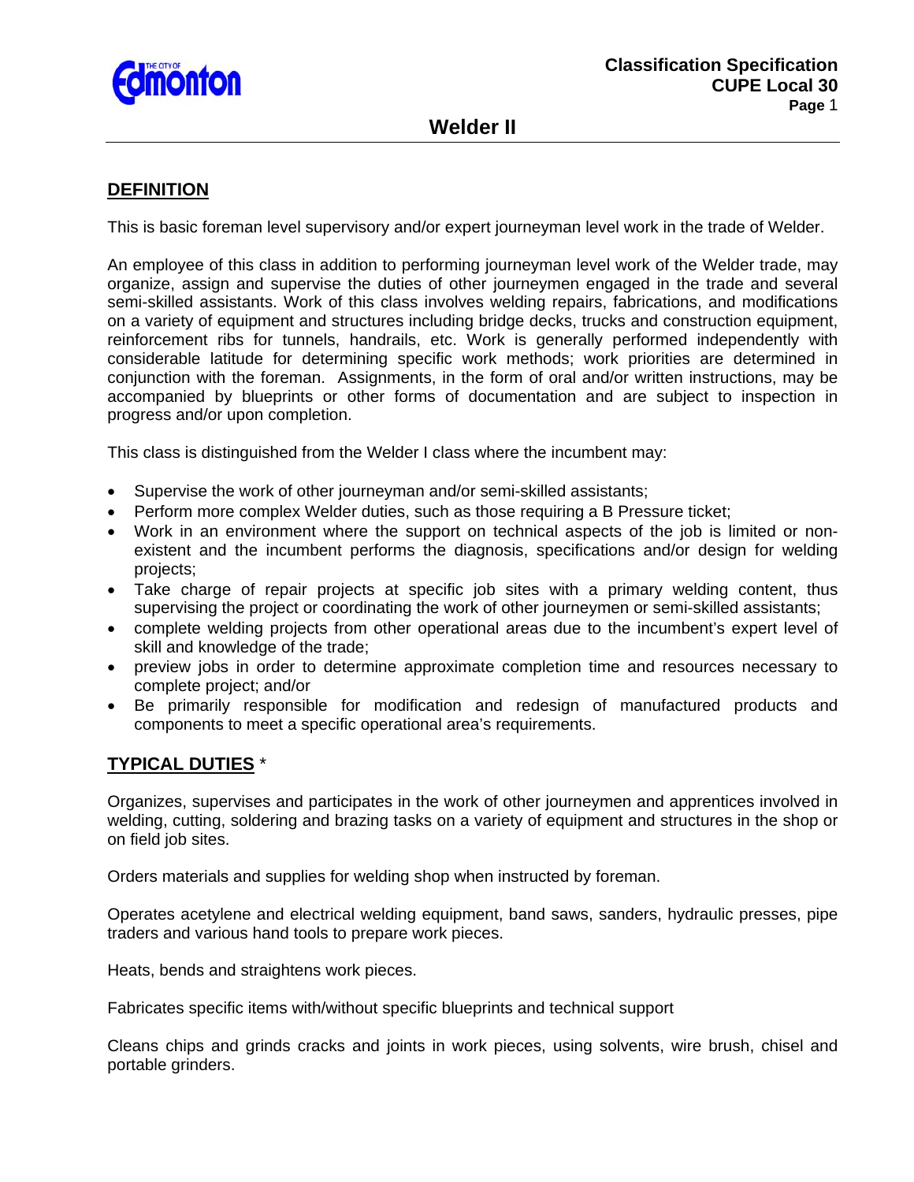# Welder II

## DEFINITION

This is basic foreman level supervisory and/or expert journeyman level work in the trade of Welder.

An employee of this class in addition to performing journeyman level work of the Welder trade, may organize, assign and supervise the duties of other journeymen engaged in the trade and several semi-skilled assistants. Work of this class involves welding repairs, fabrications, and modifications on a variety of equipment and structures including bridge decks, trucks and construction equipment, reinforcement ribs for tunnels, handrails, etc. Work is generally performed independently with considerable latitude for determining specific work methods; work priorities are determined in conjunction with the foreman. Assignments, in the form of oral and/or written instructions, may be accompanied by blueprints or other forms of documentation and are subject to inspection in progress and/or upon completion.

This class is distinguished from the Welder I class where the incumbent may:

- Supervise the work of other journeyman and/or semi-skilled assistants;
- Perform more complex Welder duties, such as those requiring a B Pressure ticket;
- Work in an environment where the support on technical aspects of the job is limited or non-existent and the incumbent performs the diagnosis, specifications and/or design for welding projects;
- Take charge of repair projects at specific job sites with a primary welding content, thus supervising the project or coordinating the work of other journeymen or semi-skilled assistants;
- complete welding projects from other operational areas due to the incumbent's expert level of skill and knowledge of the trade;
- preview jobs in order to determine approximate completion time and resources necessary to complete project; and/or
- Be primarily responsible for modification and redesign of manufactured products and components to meet a specific operational area's requirements.

## TYPICAL DUTIES *

Organizes, supervises and participates in the work of other journeymen and apprentices involved in welding, cutting, soldering and brazing tasks on a variety of equipment and structures in the shop or on field job sites.

Orders materials and supplies for welding shop when instructed by foreman.

Operates acetylene and electrical welding equipment, band saws, sanders, hydraulic presses, pipe traders and various hand tools to prepare work pieces.

Heats, bends and straightens work pieces.

Fabricates specific items with/without specific blueprints and technical support

Cleans chips and grinds cracks and joints in work pieces, using solvents, wire brush, chisel and portable grinders.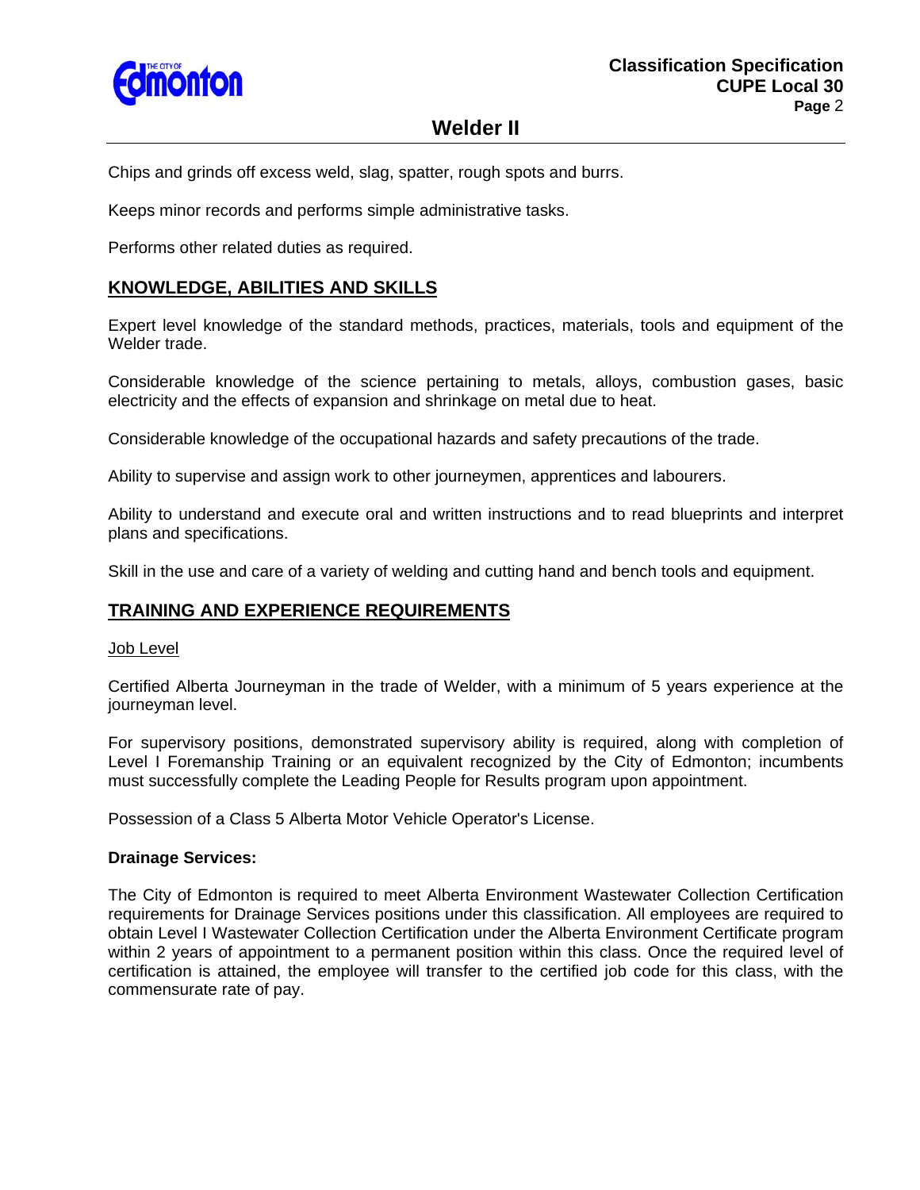Chips and grinds off excess weld, slag, spatter, rough spots and burrs.

Keeps minor records and performs simple administrative tasks.

Performs other related duties as required.

## KNOWLEDGE, ABILITIES AND SKILLS

Expert level knowledge of the standard methods, practices, materials, tools and equipment of the Welder trade.

Considerable knowledge of the science pertaining to metals, alloys, combustion gases, basic electricity and the effects of expansion and shrinkage on metal due to heat.

Considerable knowledge of the occupational hazards and safety precautions of the trade.

Ability to supervise and assign work to other journeymen, apprentices and labourers.

Ability to understand and execute oral and written instructions and to read blueprints and interpret plans and specifications.

Skill in the use and care of a variety of welding and cutting hand and bench tools and equipment.

## TRAINING AND EXPERIENCE REQUIREMENTS

Job Level

Certified Alberta Journeyman in the trade of Welder, with a minimum of 5 years experience at the journeyman level.

For supervisory positions, demonstrated supervisory ability is required, along with completion of Level I Foremanship Training or an equivalent recognized by the City of Edmonton; incumbents must successfully complete the Leading People for Results program upon appointment.

Possession of a Class 5 Alberta Motor Vehicle Operator's License.

**Drainage Services:**

The City of Edmonton is required to meet Alberta Environment Wastewater Collection Certification requirements for Drainage Services positions under this classification. All employees are required to obtain Level I Wastewater Collection Certification under the Alberta Environment Certificate program within 2 years of appointment to a permanent position within this class. Once the required level of certification is attained, the employee will transfer to the certified job code for this class, with the commensurate rate of pay.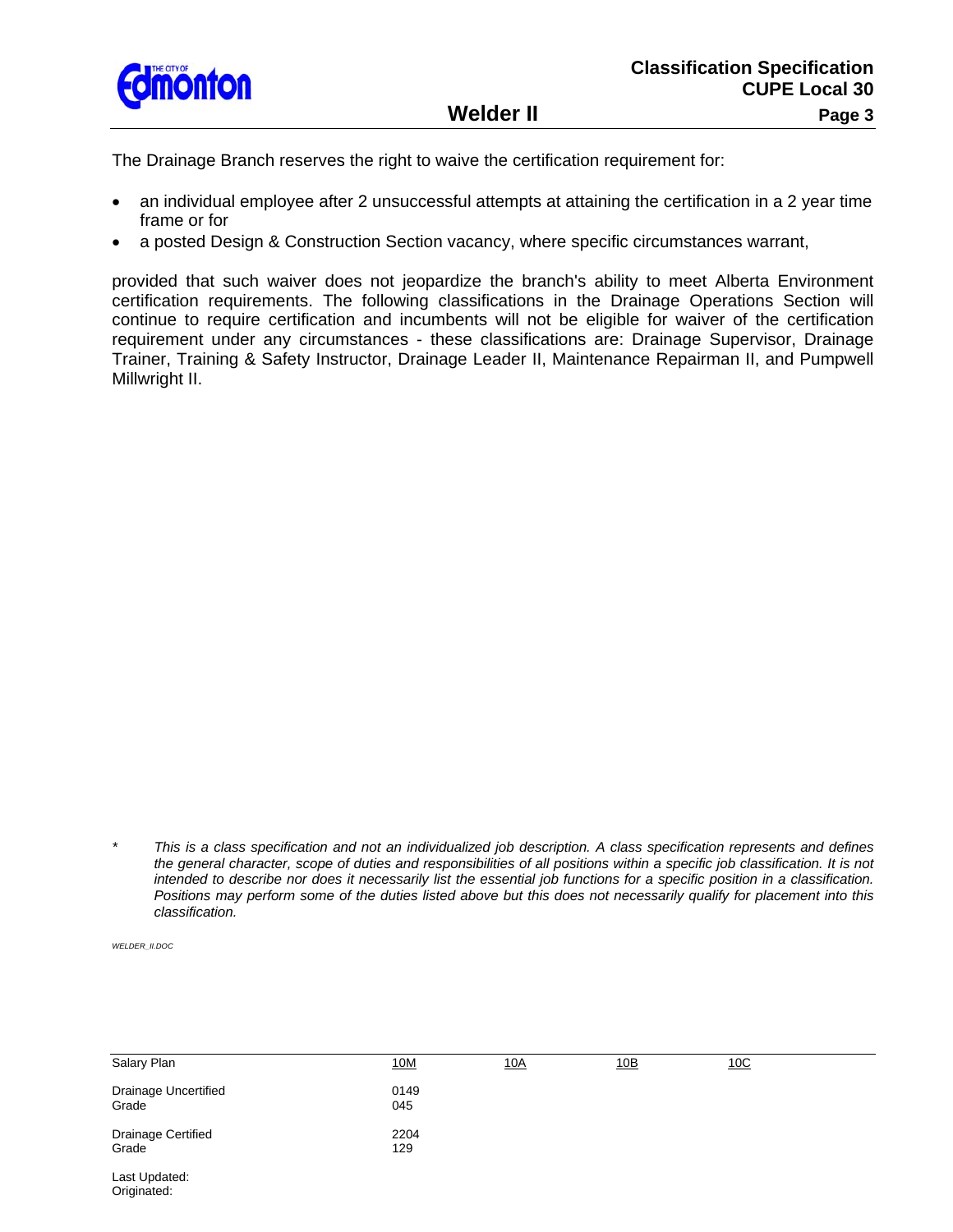The Drainage Branch reserves the right to waive the certification requirement for:

- an individual employee after 2 unsuccessful attempts at attaining the certification in a 2 year time frame or for
- a posted Design & Construction Section vacancy, where specific circumstances warrant,

provided that such waiver does not jeopardize the branch's ability to meet Alberta Environment certification requirements. The following classifications in the Drainage Operations Section will continue to require certification and incumbents will not be eligible for waiver of the certification requirement under any circumstances - these classifications are: Drainage Supervisor, Drainage Trainer, Training & Safety Instructor, Drainage Leader II, Maintenance Repairman II, and Pumpwell Millwright II.

\* *This is a class specification and not an individualized job description. A class specification represents and defines the general character, scope of duties and responsibilities of all positions within a specific job classification. It is not intended to describe nor does it necessarily list the essential job functions for a specific position in a classification. Positions may perform some of the duties listed above but this does not necessarily qualify for placement into this classification.*

*WELDER_II.DOC*

| Salary Plan | 10M | 10A | 10B | 10C |
|---|---|---|---|---|
| Drainage Uncertified<br>Grade | 0149<br>045 | | | |
| Drainage Certified<br>Grade | 2204<br>129 | | | |

Last Updated:
Originated: